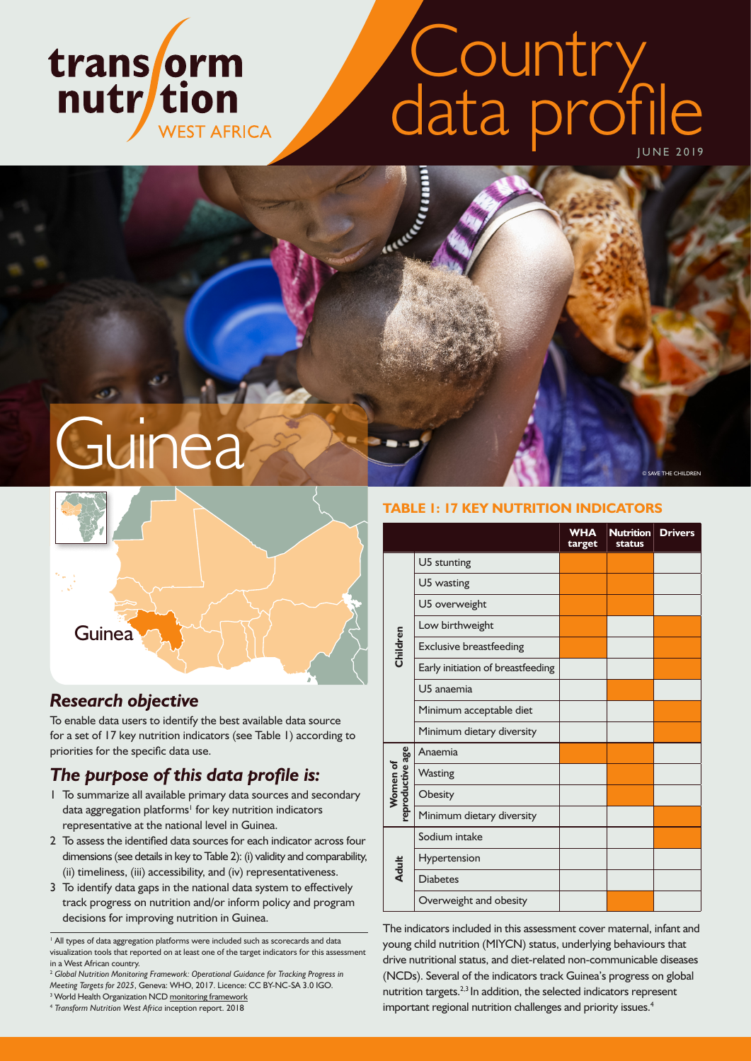transform nutrition WEST AFRICA

# Country data profile

JUNE 2019

# Guinea

© SAVE THE CHILDREN

Guinea

## *Research objective*

To enable data users to identify the best available data source for a set of 17 key nutrition indicators (see Table 1) according to priorities for the specific data use.

## *The purpose of this data profile is:*

1 To summarize all available primary data sources and secondary data aggregation platforms[1] for key nutrition indicators representative at the national level in Guinea.

2 To assess the identified data sources for each indicator across four dimensions (see details in key to Table 2): (i) validity and comparability, (ii) timeliness, (iii) accessibility, and (iv) representativeness.

3 To identify data gaps in the national data system to effectively track progress on nutrition and/or inform policy and program decisions for improving nutrition in Guinea.

[1] All types of data aggregation platforms were included such as scorecards and data visualization tools that reported on at least one of the target indicators for this assessment in a West African country.

[2] *Global Nutrition Monitoring Framework: Operational Guidance for Tracking Progress in Meeting Targets for 2025*, Geneva: WHO, 2017. Licence: CC BY-NC-SA 3.0 IGO.

[3] World Health Organization NCD monitoring framework

[4] *Transform Nutrition West Africa* inception report. 2018

**TABLE 1: 17 KEY NUTRITION INDICATORS**

| | | WHA target | Nutrition status | Drivers |
|---|---|---|---|---|
| Children | U5 stunting | ■ | ■ | |
| | U5 wasting | ■ | ■ | |
| | U5 overweight | ■ | ■ | |
| | Low birthweight | ■ | | ■ |
| | Exclusive breastfeeding | ■ | | ■ |
| | Early initiation of breastfeeding | | | ■ |
| | U5 anaemia | | ■ | |
| | Minimum acceptable diet | | | ■ |
| | Minimum dietary diversity | | | ■ |
| Women of reproductive age | Anaemia | ■ | ■ | |
| | Wasting | | ■ | |
| | Obesity | | ■ | |
| | Minimum dietary diversity | | | ■ |
| Adult | Sodium intake | | | ■ |
| | Hypertension | | | |
| | Diabetes | | | |
| | Overweight and obesity | | ■ | |

The indicators included in this assessment cover maternal, infant and young child nutrition (MIYCN) status, underlying behaviours that drive nutritional status, and diet-related non-communicable diseases (NCDs). Several of the indicators track Guinea's progress on global nutrition targets.[2,3] In addition, the selected indicators represent important regional nutrition challenges and priority issues.[4]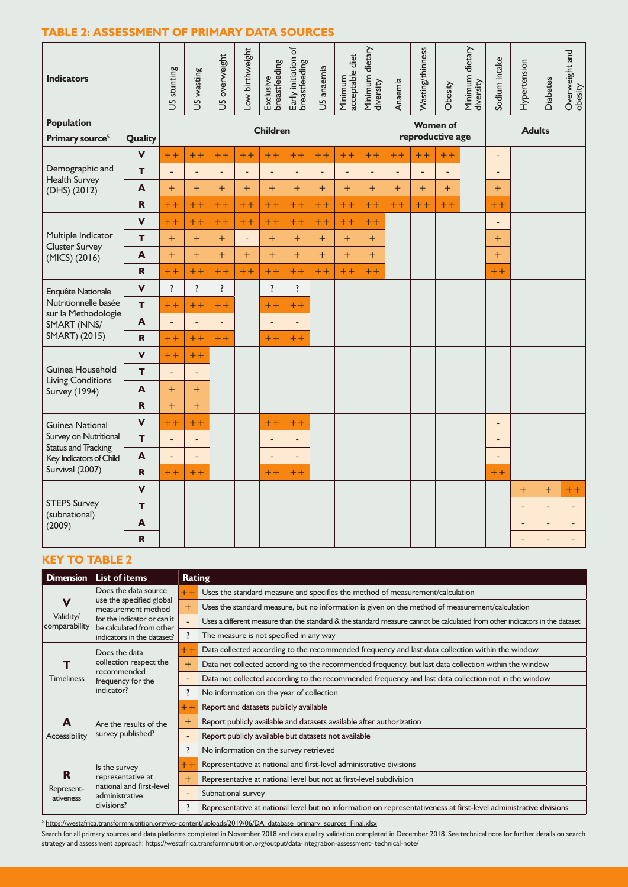## TABLE 2: ASSESSMENT OF PRIMARY DATA SOURCES

| Indicators | | U5 stunting | U5 wasting | U5 overweight | Low birthweight | Exclusive breastfeeding | Early initiation of breastfeeding | U5 anaemia | Minimum acceptable diet | Minimum dietary diversity | Anaemia | Wasting/thinness | Obesity | Minimum dietary diversity | Sodium intake | Hypertension | Diabetes | Overweight and obesity |
|---|---|---|---|---|---|---|---|---|---|---|---|---|---|---|---|---|---|---|
| **Population** | | **Children** | | | | | | | | | **Women of reproductive age** | | | | **Adults** | | | |
| **Primary source**[5] | **Quality** | | | | | | | | | | | | | | | | | |
| Demographic and Health Survey (DHS) (2012) | **V** | ++ | ++ | ++ | ++ | ++ | ++ | ++ | ++ | ++ | ++ | ++ | ++ | | - | | | |
| | **T** | - | - | - | - | - | - | - | - | - | - | - | - | | - | | | |
| | **A** | + | + | + | + | + | + | + | + | + | + | + | + | | + | | | |
| | **R** | ++ | ++ | ++ | ++ | ++ | ++ | ++ | ++ | ++ | ++ | ++ | ++ | | ++ | | | |
| Multiple Indicator Cluster Survey (MICS) (2016) | **V** | ++ | ++ | ++ | ++ | ++ | ++ | ++ | ++ | ++ | | | | | - | | | |
| | **T** | + | + | + | - | + | + | + | + | + | | | | | + | | | |
| | **A** | + | + | + | + | + | + | + | + | + | | | | | + | | | |
| | **R** | ++ | ++ | ++ | ++ | ++ | ++ | ++ | ++ | ++ | | | | | ++ | | | |
| Enquête Nationale Nutritionnelle basée sur la Methodologie SMART (NNS/SMART) (2015) | **V** | ? | ? | ? | | ? | ? | | | | | | | | | | | |
| | **T** | ++ | ++ | ++ | | ++ | ++ | | | | | | | | | | | |
| | **A** | - | - | - | | - | - | | | | | | | | | | | |
| | **R** | ++ | ++ | ++ | | ++ | ++ | | | | | | | | | | | |
| Guinea Household Living Conditions Survey (1994) | **V** | ++ | ++ | | | | | | | | | | | | | | | |
| | **T** | - | - | | | | | | | | | | | | | | | |
| | **A** | + | + | | | | | | | | | | | | | | | |
| | **R** | + | + | | | | | | | | | | | | | | | |
| Guinea National Survey on Nutritional Status and Tracking Key Indicators of Child Survival (2007) | **V** | ++ | ++ | | | ++ | ++ | | | | | | | | - | | | |
| | **T** | - | - | | | - | - | | | | | | | | - | | | |
| | **A** | - | - | | | - | - | | | | | | | | - | | | |
| | **R** | ++ | ++ | | | ++ | ++ | | | | | | | | ++ | | | |
| STEPS Survey (subnational) (2009) | **V** | | | | | | | | | | | | | | | + | + | ++ |
| | **T** | | | | | | | | | | | | | | | - | - | - |
| | **A** | | | | | | | | | | | | | | | - | - | - |
| | **R** | | | | | | | | | | | | | | | - | - | - |

## KEY TO TABLE 2

| Dimension | List of items | Rating | |
|---|---|---|---|
| **V** Validity/ comparability | Does the data source use the specified global measurement method for the indicator or can it be calculated from other indicators in the dataset? | ++ | Uses the standard measure and specifies the method of measurement/calculation |
| | | + | Uses the standard measure, but no information is given on the method of measurement/calculation |
| | | - | Uses a different measure than the standard & the standard measure cannot be calculated from other indicators in the dataset |
| | | ? | The measure is not specified in any way |
| **T** Timeliness | Does the data collection respect the recommended frequency for the indicator? | ++ | Data collected according to the recommended frequency and last data collection within the window |
| | | + | Data not collected according to the recommended frequency, but last data collection within the window |
| | | - | Data not collected according to the recommended frequency and last data collection not in the window |
| | | ? | No information on the year of collection |
| **A** Accessibility | Are the results of the survey published? | ++ | Report and datasets publicly available |
| | | + | Report publicly available and datasets available after authorization |
| | | - | Report publicly available but datasets not available |
| | | ? | No information on the survey retrieved |
| **R** Represent-ativeness | Is the survey representative at national and first-level administrative divisions? | ++ | Representative at national and first-level administrative divisions |
| | | + | Representative at national level but not at first-level subdivision |
| | | - | Subnational survey |
| | | ? | Representative at national level but no information on representativeness at first-level administrative divisions |

[5] https://westafrica.transformnutrition.org/wp-content/uploads/2019/06/DA_database_primary_sources_Final.xlsx

Search for all primary sources and data platforms completed in November 2018 and data quality validation completed in December 2018. See technical note for further details on search strategy and assessment approach: https://westafrica.transformnutrition.org/output/data-integration-assessment- technical-note/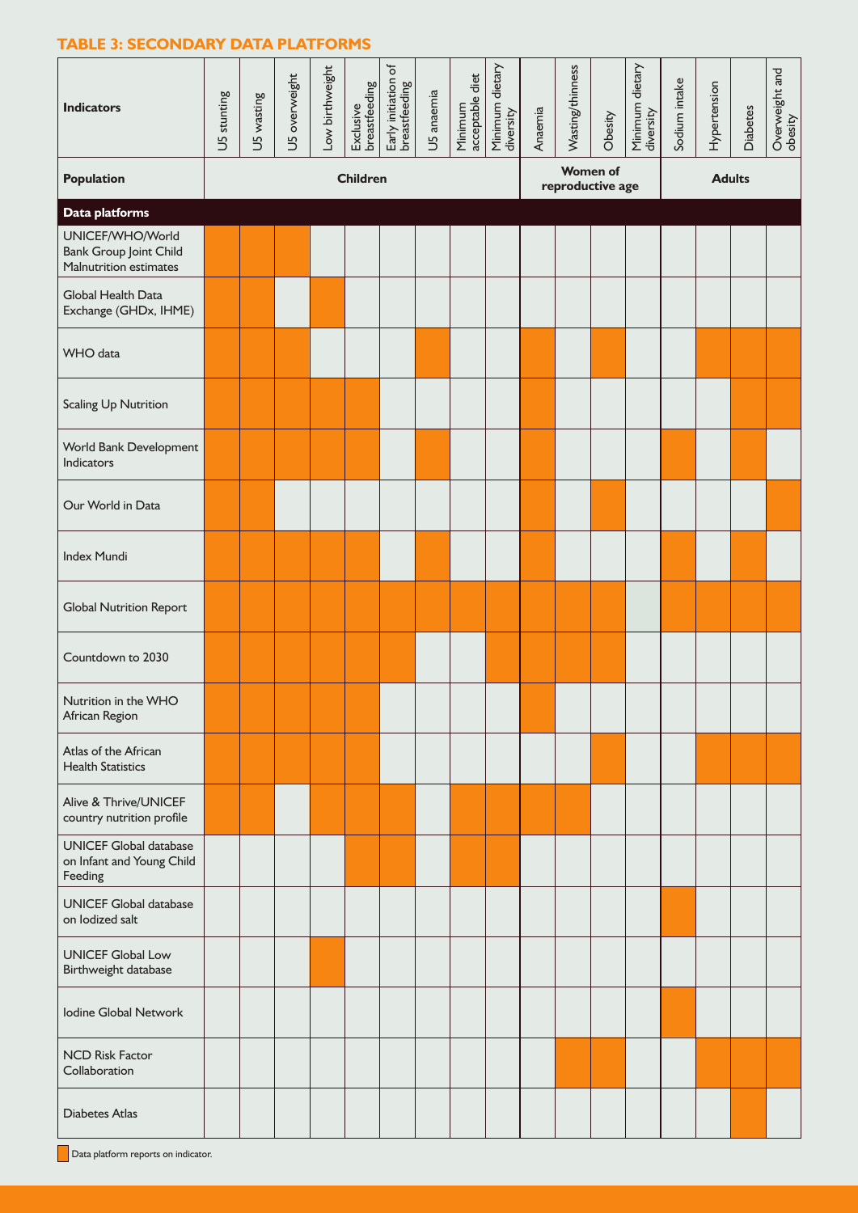### TABLE 3: SECONDARY DATA PLATFORMS

| Indicators | U5 stunting | U5 wasting | U5 overweight | Low birthweight | Exclusive breastfeeding | Early initiation of breastfeeding | U5 anaemia | Minimum acceptable diet | Minimum dietary diversity | Anaemia | Wasting/thinness | Obesity | Minimum dietary diversity | Sodium intake | Hypertension | Diabetes | Overweight and obesity |
|---|---|---|---|---|---|---|---|---|---|---|---|---|---|---|---|---|---|
| **Population** | **Children** | | | | | | | | | **Women of reproductive age** | | | | **Adults** | | | |
| **Data platforms** | | | | | | | | | | | | | | | | | |
| UNICEF/WHO/World Bank Group Joint Child Malnutrition estimates | ■ | ■ | ■ | | | | | | | | | | | | | | |
| Global Health Data Exchange (GHDx, IHME) | ■ | ■ | | ■ | | | | | | | | | | | | | |
| WHO data | ■ | ■ | ■ | | | | ■ | | | ■ | | ■ | | | ■ | ■ | ■ |
| Scaling Up Nutrition | ■ | ■ | ■ | ■ | ■ | | | | | ■ | | | | | | ■ | ■ |
| World Bank Development Indicators | ■ | ■ | ■ | ■ | ■ | | ■ | | | ■ | | | | ■ | | ■ | |
| Our World in Data | ■ | ■ | | | | | | | | ■ | | ■ | | | | | ■ |
| Index Mundi | ■ | ■ | ■ | ■ | ■ | | ■ | | | ■ | | | | ■ | | ■ | |
| Global Nutrition Report | ■ | ■ | ■ | ■ | ■ | ■ | ■ | ■ | ■ | ■ | ■ | ■ | | ■ | ■ | ■ | ■ |
| Countdown to 2030 | ■ | ■ | ■ | ■ | ■ | ■ | | | ■ | ■ | ■ | ■ | | | | | |
| Nutrition in the WHO African Region | ■ | ■ | ■ | ■ | ■ | | | | | ■ | | | | | | | |
| Atlas of the African Health Statistics | ■ | ■ | ■ | ■ | ■ | | | | | | | ■ | | | ■ | ■ | ■ |
| Alive & Thrive/UNICEF country nutrition profile | ■ | ■ | | ■ | ■ | ■ | | ■ | ■ | ■ | ■ | | | | | | |
| UNICEF Global database on Infant and Young Child Feeding | | | | | ■ | ■ | | ■ | ■ | | | | | | | | |
| UNICEF Global database on Iodized salt | | | | | | | | | | | | | | ■ | | | |
| UNICEF Global Low Birthweight database | | | | ■ | | | | | | | | | | | | | |
| Iodine Global Network | | | | | | | | | | | | | | ■ | | | |
| NCD Risk Factor Collaboration | | | | | | | | | | | ■ | ■ | | | ■ | ■ | ■ |
| Diabetes Atlas | | | | | | | | | | | | | | | | ■ | |

■ Data platform reports on indicator.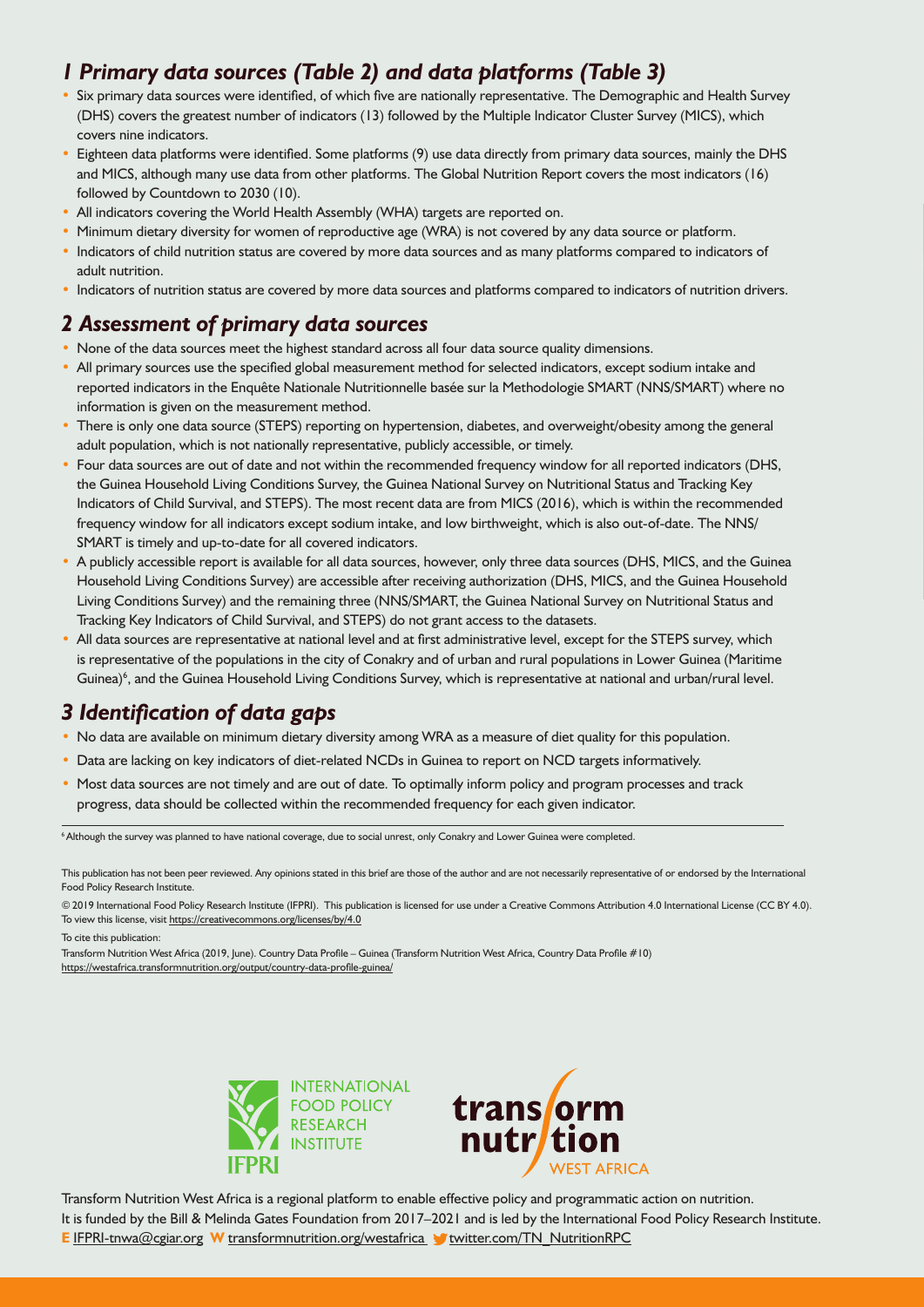## *1 Primary data sources (Table 2) and data platforms (Table 3)*

- Six primary data sources were identified, of which five are nationally representative. The Demographic and Health Survey (DHS) covers the greatest number of indicators (13) followed by the Multiple Indicator Cluster Survey (MICS), which covers nine indicators.
- Eighteen data platforms were identified. Some platforms (9) use data directly from primary data sources, mainly the DHS and MICS, although many use data from other platforms. The Global Nutrition Report covers the most indicators (16) followed by Countdown to 2030 (10).
- All indicators covering the World Health Assembly (WHA) targets are reported on.
- Minimum dietary diversity for women of reproductive age (WRA) is not covered by any data source or platform.
- Indicators of child nutrition status are covered by more data sources and as many platforms compared to indicators of adult nutrition.
- Indicators of nutrition status are covered by more data sources and platforms compared to indicators of nutrition drivers.

## *2 Assessment of primary data sources*

- None of the data sources meet the highest standard across all four data source quality dimensions.
- All primary sources use the specified global measurement method for selected indicators, except sodium intake and reported indicators in the Enquête Nationale Nutritionnelle basée sur la Methodologie SMART (NNS/SMART) where no information is given on the measurement method.
- There is only one data source (STEPS) reporting on hypertension, diabetes, and overweight/obesity among the general adult population, which is not nationally representative, publicly accessible, or timely.
- Four data sources are out of date and not within the recommended frequency window for all reported indicators (DHS, the Guinea Household Living Conditions Survey, the Guinea National Survey on Nutritional Status and Tracking Key Indicators of Child Survival, and STEPS). The most recent data are from MICS (2016), which is within the recommended frequency window for all indicators except sodium intake, and low birthweight, which is also out-of-date. The NNS/SMART is timely and up-to-date for all covered indicators.
- A publicly accessible report is available for all data sources, however, only three data sources (DHS, MICS, and the Guinea Household Living Conditions Survey) are accessible after receiving authorization (DHS, MICS, and the Guinea Household Living Conditions Survey) and the remaining three (NNS/SMART, the Guinea National Survey on Nutritional Status and Tracking Key Indicators of Child Survival, and STEPS) do not grant access to the datasets.
- All data sources are representative at national level and at first administrative level, except for the STEPS survey, which is representative of the populations in the city of Conakry and of urban and rural populations in Lower Guinea (Maritime Guinea)[6], and the Guinea Household Living Conditions Survey, which is representative at national and urban/rural level.

## *3 Identification of data gaps*

- No data are available on minimum dietary diversity among WRA as a measure of diet quality for this population.
- Data are lacking on key indicators of diet-related NCDs in Guinea to report on NCD targets informatively.
- Most data sources are not timely and are out of date. To optimally inform policy and program processes and track progress, data should be collected within the recommended frequency for each given indicator.

---

[6] Although the survey was planned to have national coverage, due to social unrest, only Conakry and Lower Guinea were completed.

This publication has not been peer reviewed. Any opinions stated in this brief are those of the author and are not necessarily representative of or endorsed by the International Food Policy Research Institute.

© 2019 International Food Policy Research Institute (IFPRI). This publication is licensed for use under a Creative Commons Attribution 4.0 International License (CC BY 4.0). To view this license, visit https://creativecommons.org/licenses/by/4.0

To cite this publication:
Transform Nutrition West Africa (2019, June). Country Data Profile – Guinea (Transform Nutrition West Africa, Country Data Profile #10)
https://westafrica.transformnutrition.org/output/country-data-profile-guinea/

IFPRI INTERNATIONAL FOOD POLICY RESEARCH INSTITUTE

transform nutrition WEST AFRICA

Transform Nutrition West Africa is a regional platform to enable effective policy and programmatic action on nutrition.
It is funded by the Bill & Melinda Gates Foundation from 2017–2021 and is led by the International Food Policy Research Institute.
**E** IFPRI-tnwa@cgiar.org **W** transformnutrition.org/westafrica twitter.com/TN_NutritionRPC